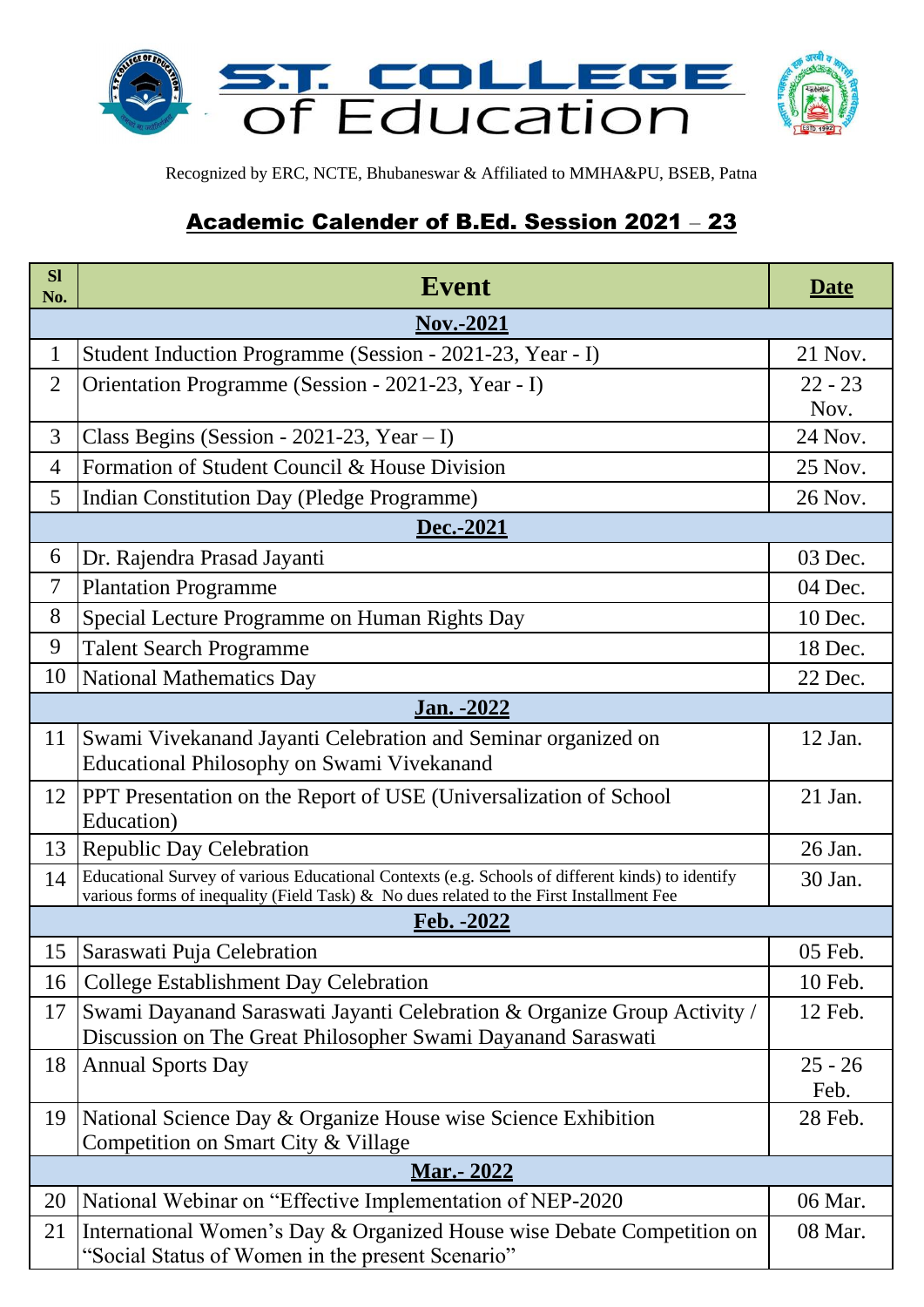# S.T. COLLEGE of Education

Recognized by ERC, NCTE, Bhubaneswar & Affiliated to MMHA&PU, BSEB, Patna

## Academic Calender of B.Ed. Session 2021 – 23

| Sl No. | Event | Date |
|---|---|---|
| | **Nov.-2021** | |
| 1 | Student Induction Programme (Session - 2021-23, Year - I) | 21 Nov. |
| 2 | Orientation Programme (Session - 2021-23, Year - I) | 22 - 23 Nov. |
| 3 | Class Begins (Session - 2021-23, Year – I) | 24 Nov. |
| 4 | Formation of Student Council & House Division | 25 Nov. |
| 5 | Indian Constitution Day (Pledge Programme) | 26 Nov. |
| | **Dec.-2021** | |
| 6 | Dr. Rajendra Prasad Jayanti | 03 Dec. |
| 7 | Plantation Programme | 04 Dec. |
| 8 | Special Lecture Programme on Human Rights Day | 10 Dec. |
| 9 | Talent Search Programme | 18 Dec. |
| 10 | National Mathematics Day | 22 Dec. |
| | **Jan. -2022** | |
| 11 | Swami Vivekanand Jayanti Celebration and Seminar organized on Educational Philosophy on Swami Vivekanand | 12 Jan. |
| 12 | PPT Presentation on the Report of USE (Universalization of School Education) | 21 Jan. |
| 13 | Republic Day Celebration | 26 Jan. |
| 14 | Educational Survey of various Educational Contexts (e.g. Schools of different kinds) to identify various forms of inequality (Field Task) & No dues related to the First Installment Fee | 30 Jan. |
| | **Feb. -2022** | |
| 15 | Saraswati Puja Celebration | 05 Feb. |
| 16 | College Establishment Day Celebration | 10 Feb. |
| 17 | Swami Dayanand Saraswati Jayanti Celebration & Organize Group Activity / Discussion on The Great Philosopher Swami Dayanand Saraswati | 12 Feb. |
| 18 | Annual Sports Day | 25 - 26 Feb. |
| 19 | National Science Day & Organize House wise Science Exhibition Competition on Smart City & Village | 28 Feb. |
| | **Mar.- 2022** | |
| 20 | National Webinar on "Effective Implementation of NEP-2020 | 06 Mar. |
| 21 | International Women's Day & Organized House wise Debate Competition on "Social Status of Women in the present Scenario" | 08 Mar. |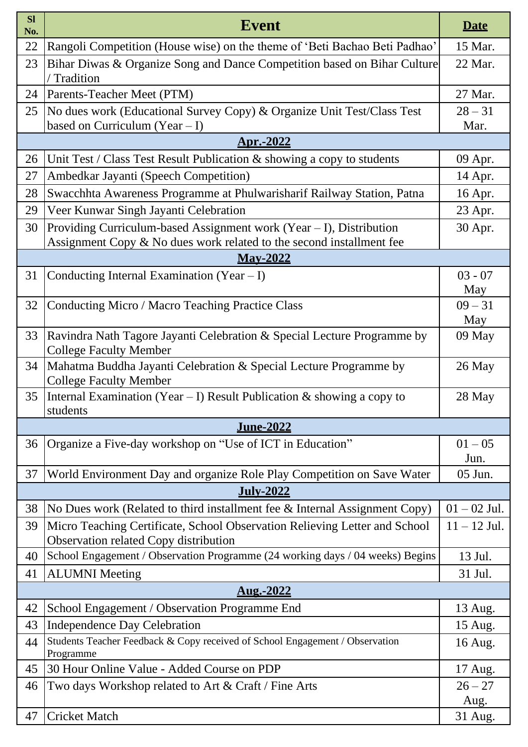| Sl No. | Event | Date |
|---|---|---|
| 22 | Rangoli Competition (House wise) on the theme of ‘Beti Bachao Beti Padhao’ | 15 Mar. |
| 23 | Bihar Diwas & Organize Song and Dance Competition based on Bihar Culture / Tradition | 22 Mar. |
| 24 | Parents-Teacher Meet (PTM) | 27 Mar. |
| 25 | No dues work (Educational Survey Copy) & Organize Unit Test/Class Test based on Curriculum (Year – I) | 28 – 31 Mar. |
| | **Apr.-2022** | |
| 26 | Unit Test / Class Test Result Publication & showing a copy to students | 09 Apr. |
| 27 | Ambedkar Jayanti (Speech Competition) | 14 Apr. |
| 28 | Swacchhta Awareness Programme at Phulwarisharif Railway Station, Patna | 16 Apr. |
| 29 | Veer Kunwar Singh Jayanti Celebration | 23 Apr. |
| 30 | Providing Curriculum-based Assignment work (Year – I), Distribution Assignment Copy & No dues work related to the second installment fee | 30 Apr. |
| | **May-2022** | |
| 31 | Conducting Internal Examination (Year – I) | 03 - 07 May |
| 32 | Conducting Micro / Macro Teaching Practice Class | 09 – 31 May |
| 33 | Ravindra Nath Tagore Jayanti Celebration & Special Lecture Programme by College Faculty Member | 09 May |
| 34 | Mahatma Buddha Jayanti Celebration & Special Lecture Programme by College Faculty Member | 26 May |
| 35 | Internal Examination (Year – I) Result Publication & showing a copy to students | 28 May |
| | **June-2022** | |
| 36 | Organize a Five-day workshop on “Use of ICT in Education” | 01 – 05 Jun. |
| 37 | World Environment Day and organize Role Play Competition on Save Water | 05 Jun. |
| | **July-2022** | |
| 38 | No Dues work (Related to third installment fee & Internal Assignment Copy) | 01 – 02 Jul. |
| 39 | Micro Teaching Certificate, School Observation Relieving Letter and School Observation related Copy distribution | 11 – 12 Jul. |
| 40 | School Engagement / Observation Programme (24 working days / 04 weeks) Begins | 13 Jul. |
| 41 | ALUMNI Meeting | 31 Jul. |
| | **Aug.-2022** | |
| 42 | School Engagement / Observation Programme End | 13 Aug. |
| 43 | Independence Day Celebration | 15 Aug. |
| 44 | Students Teacher Feedback & Copy received of School Engagement / Observation Programme | 16 Aug. |
| 45 | 30 Hour Online Value - Added Course on PDP | 17 Aug. |
| 46 | Two days Workshop related to Art & Craft / Fine Arts | 26 – 27 Aug. |
| 47 | Cricket Match | 31 Aug. |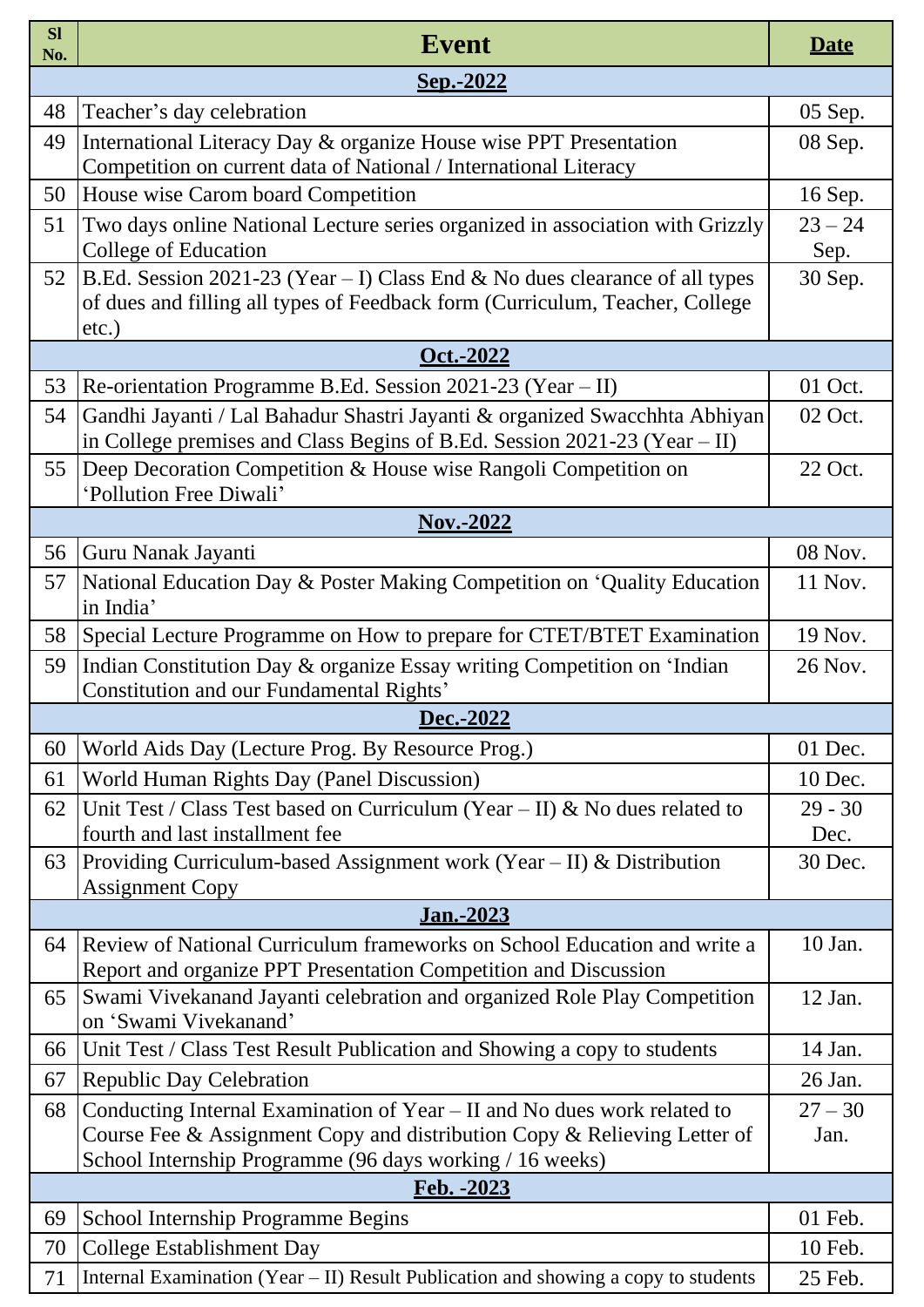| Sl No. | Event | Date |
|---|---|---|
| **Sep.-2022** | | |
| 48 | Teacher's day celebration | 05 Sep. |
| 49 | International Literacy Day & organize House wise PPT Presentation Competition on current data of National / International Literacy | 08 Sep. |
| 50 | House wise Carom board Competition | 16 Sep. |
| 51 | Two days online National Lecture series organized in association with Grizzly College of Education | 23 – 24 Sep. |
| 52 | B.Ed. Session 2021-23 (Year – I) Class End & No dues clearance of all types of dues and filling all types of Feedback form (Curriculum, Teacher, College etc.) | 30 Sep. |
| **Oct.-2022** | | |
| 53 | Re-orientation Programme B.Ed. Session 2021-23 (Year – II) | 01 Oct. |
| 54 | Gandhi Jayanti / Lal Bahadur Shastri Jayanti & organized Swacchhta Abhiyan in College premises and Class Begins of B.Ed. Session 2021-23 (Year – II) | 02 Oct. |
| 55 | Deep Decoration Competition & House wise Rangoli Competition on 'Pollution Free Diwali' | 22 Oct. |
| **Nov.-2022** | | |
| 56 | Guru Nanak Jayanti | 08 Nov. |
| 57 | National Education Day & Poster Making Competition on 'Quality Education in India' | 11 Nov. |
| 58 | Special Lecture Programme on How to prepare for CTET/BTET Examination | 19 Nov. |
| 59 | Indian Constitution Day & organize Essay writing Competition on 'Indian Constitution and our Fundamental Rights' | 26 Nov. |
| **Dec.-2022** | | |
| 60 | World Aids Day (Lecture Prog. By Resource Prog.) | 01 Dec. |
| 61 | World Human Rights Day (Panel Discussion) | 10 Dec. |
| 62 | Unit Test / Class Test based on Curriculum (Year – II) & No dues related to fourth and last installment fee | 29 - 30 Dec. |
| 63 | Providing Curriculum-based Assignment work (Year – II) & Distribution Assignment Copy | 30 Dec. |
| **Jan.-2023** | | |
| 64 | Review of National Curriculum frameworks on School Education and write a Report and organize PPT Presentation Competition and Discussion | 10 Jan. |
| 65 | Swami Vivekanand Jayanti celebration and organized Role Play Competition on 'Swami Vivekanand' | 12 Jan. |
| 66 | Unit Test / Class Test Result Publication and Showing a copy to students | 14 Jan. |
| 67 | Republic Day Celebration | 26 Jan. |
| 68 | Conducting Internal Examination of Year – II and No dues work related to Course Fee & Assignment Copy and distribution Copy & Relieving Letter of School Internship Programme (96 days working / 16 weeks) | 27 – 30 Jan. |
| **Feb. -2023** | | |
| 69 | School Internship Programme Begins | 01 Feb. |
| 70 | College Establishment Day | 10 Feb. |
| 71 | Internal Examination (Year – II) Result Publication and showing a copy to students | 25 Feb. |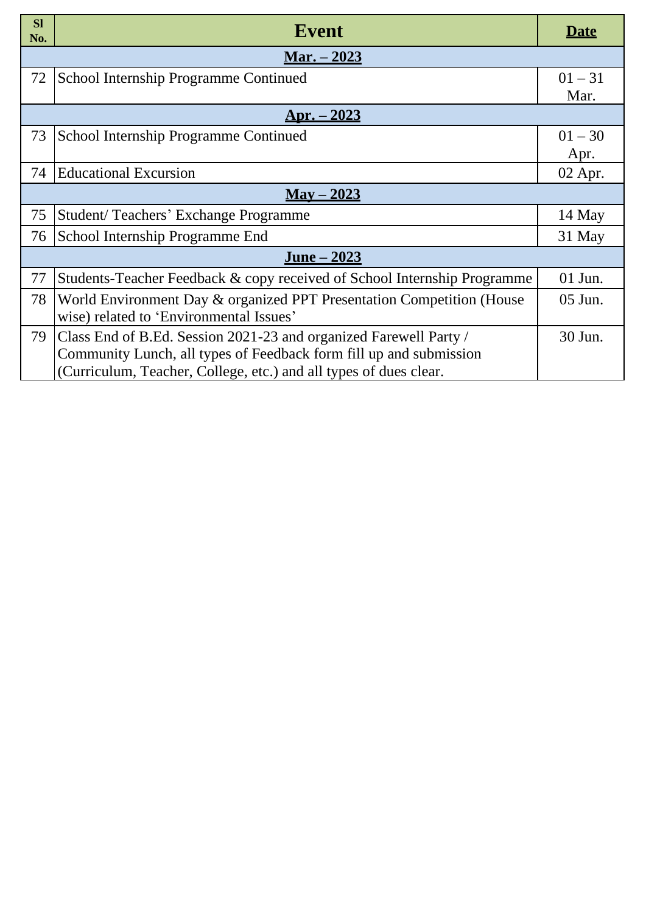| Sl No. | Event | Date |
|---|---|---|
| | **Mar. – 2023** | |
| 72 | School Internship Programme Continued | 01 – 31 Mar. |
| | **Apr. – 2023** | |
| 73 | School Internship Programme Continued | 01 – 30 Apr. |
| 74 | Educational Excursion | 02 Apr. |
| | **May – 2023** | |
| 75 | Student/ Teachers' Exchange Programme | 14 May |
| 76 | School Internship Programme End | 31 May |
| | **June – 2023** | |
| 77 | Students-Teacher Feedback & copy received of School Internship Programme | 01 Jun. |
| 78 | World Environment Day & organized PPT Presentation Competition (House wise) related to 'Environmental Issues' | 05 Jun. |
| 79 | Class End of B.Ed. Session 2021-23 and organized Farewell Party / Community Lunch, all types of Feedback form fill up and submission (Curriculum, Teacher, College, etc.) and all types of dues clear. | 30 Jun. |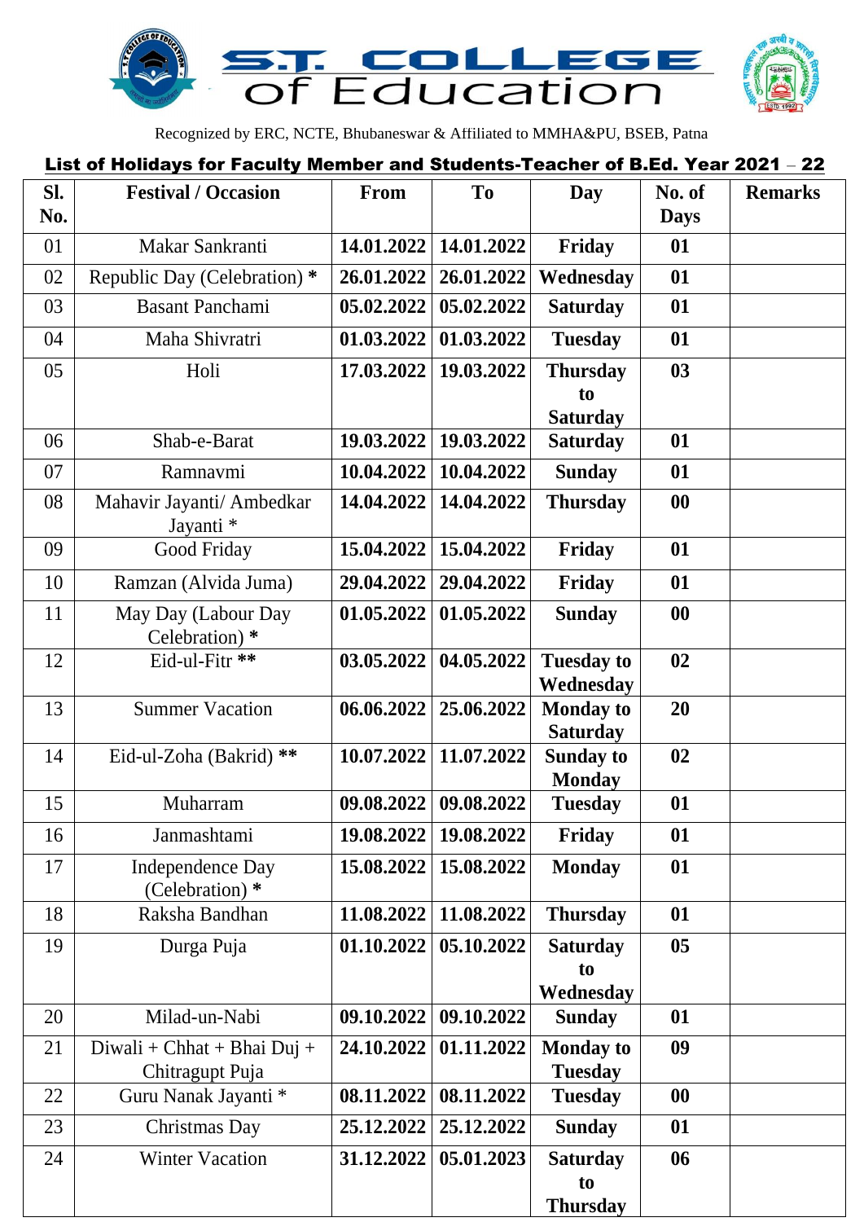# S.T. COLLEGE of Education

Recognized by ERC, NCTE, Bhubaneswar & Affiliated to MMHA&PU, BSEB, Patna

## List of Holidays for Faculty Member and Students-Teacher of B.Ed. Year 2021 – 22

| Sl. No. | Festival / Occasion | From | To | Day | No. of Days | Remarks |
|---|---|---|---|---|---|---|
| 01 | Makar Sankranti | **14.01.2022** | **14.01.2022** | **Friday** | **01** | |
| 02 | Republic Day (Celebration) **\*** | **26.01.2022** | **26.01.2022** | **Wednesday** | **01** | |
| 03 | Basant Panchami | **05.02.2022** | **05.02.2022** | **Saturday** | **01** | |
| 04 | Maha Shivratri | **01.03.2022** | **01.03.2022** | **Tuesday** | **01** | |
| 05 | Holi | **17.03.2022** | **19.03.2022** | **Thursday to Saturday** | **03** | |
| 06 | Shab-e-Barat | **19.03.2022** | **19.03.2022** | **Saturday** | **01** | |
| 07 | Ramnavmi | **10.04.2022** | **10.04.2022** | **Sunday** | **01** | |
| 08 | Mahavir Jayanti/ Ambedkar Jayanti * | **14.04.2022** | **14.04.2022** | **Thursday** | **00** | |
| 09 | Good Friday | **15.04.2022** | **15.04.2022** | **Friday** | **01** | |
| 10 | Ramzan (Alvida Juma) | **29.04.2022** | **29.04.2022** | **Friday** | **01** | |
| 11 | May Day (Labour Day Celebration) **\*** | **01.05.2022** | **01.05.2022** | **Sunday** | **00** | |
| 12 | Eid-ul-Fitr **\*\*** | **03.05.2022** | **04.05.2022** | **Tuesday to Wednesday** | **02** | |
| 13 | Summer Vacation | **06.06.2022** | **25.06.2022** | **Monday to Saturday** | **20** | |
| 14 | Eid-ul-Zoha (Bakrid) **\*\*** | **10.07.2022** | **11.07.2022** | **Sunday to Monday** | **02** | |
| 15 | Muharram | **09.08.2022** | **09.08.2022** | **Tuesday** | **01** | |
| 16 | Janmashtami | **19.08.2022** | **19.08.2022** | **Friday** | **01** | |
| 17 | Independence Day (Celebration) **\*** | **15.08.2022** | **15.08.2022** | **Monday** | **01** | |
| 18 | Raksha Bandhan | **11.08.2022** | **11.08.2022** | **Thursday** | **01** | |
| 19 | Durga Puja | **01.10.2022** | **05.10.2022** | **Saturday to Wednesday** | **05** | |
| 20 | Milad-un-Nabi | **09.10.2022** | **09.10.2022** | **Sunday** | **01** | |
| 21 | Diwali + Chhat + Bhai Duj + Chitragupt Puja | **24.10.2022** | **01.11.2022** | **Monday to Tuesday** | **09** | |
| 22 | Guru Nanak Jayanti * | **08.11.2022** | **08.11.2022** | **Tuesday** | **00** | |
| 23 | Christmas Day | **25.12.2022** | **25.12.2022** | **Sunday** | **01** | |
| 24 | Winter Vacation | **31.12.2022** | **05.01.2023** | **Saturday to Thursday** | **06** | |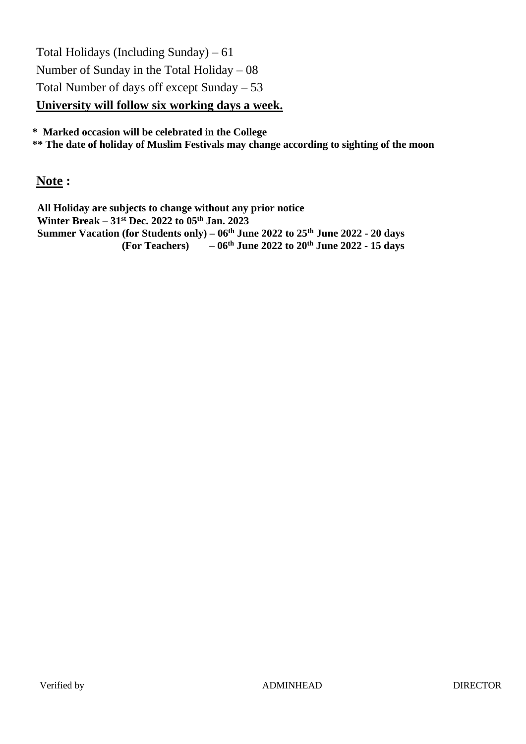Total Holidays (Including Sunday) – 61

Number of Sunday in the Total Holiday – 08

Total Number of days off except Sunday – 53

**University will follow six working days a week.**

**\* Marked occasion will be celebrated in the College**

**\*\* The date of holiday of Muslim Festivals may change according to sighting of the moon**

## Note :

**All Holiday are subjects to change without any prior notice**

**Winter Break – 31st Dec. 2022 to 05th Jan. 2023**

**Summer Vacation (for Students only) – 06th June 2022 to 25th June 2022 - 20 days**

**(For Teachers) – 06th June 2022 to 20th June 2022 - 15 days**

Verified by ADMINHEAD DIRECTOR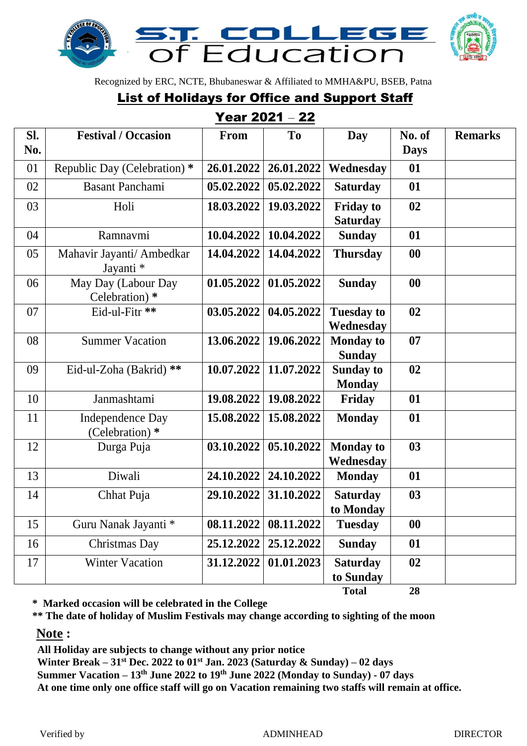# S.T. COLLEGE of Education

Recognized by ERC, NCTE, Bhubaneswar & Affiliated to MMHA&PU, BSEB, Patna

## List of Holidays for Office and Support Staff

## Year 2021 – 22

| Sl. No. | Festival / Occasion | From | To | Day | No. of Days | Remarks |
|---|---|---|---|---|---|---|
| 01 | Republic Day (Celebration) * | 26.01.2022 | 26.01.2022 | Wednesday | 01 | |
| 02 | Basant Panchami | 05.02.2022 | 05.02.2022 | Saturday | 01 | |
| 03 | Holi | 18.03.2022 | 19.03.2022 | Friday to Saturday | 02 | |
| 04 | Ramnavmi | 10.04.2022 | 10.04.2022 | Sunday | 01 | |
| 05 | Mahavir Jayanti/ Ambedkar Jayanti * | 14.04.2022 | 14.04.2022 | Thursday | 00 | |
| 06 | May Day (Labour Day Celebration) * | 01.05.2022 | 01.05.2022 | Sunday | 00 | |
| 07 | Eid-ul-Fitr ** | 03.05.2022 | 04.05.2022 | Tuesday to Wednesday | 02 | |
| 08 | Summer Vacation | 13.06.2022 | 19.06.2022 | Monday to Sunday | 07 | |
| 09 | Eid-ul-Zoha (Bakrid) ** | 10.07.2022 | 11.07.2022 | Sunday to Monday | 02 | |
| 10 | Janmashtami | 19.08.2022 | 19.08.2022 | Friday | 01 | |
| 11 | Independence Day (Celebration) * | 15.08.2022 | 15.08.2022 | Monday | 01 | |
| 12 | Durga Puja | 03.10.2022 | 05.10.2022 | Monday to Wednesday | 03 | |
| 13 | Diwali | 24.10.2022 | 24.10.2022 | Monday | 01 | |
| 14 | Chhat Puja | 29.10.2022 | 31.10.2022 | Saturday to Monday | 03 | |
| 15 | Guru Nanak Jayanti * | 08.11.2022 | 08.11.2022 | Tuesday | 00 | |
| 16 | Christmas Day | 25.12.2022 | 25.12.2022 | Sunday | 01 | |
| 17 | Winter Vacation | 31.12.2022 | 01.01.2023 | Saturday to Sunday | 02 | |
| | | | | **Total** | **28** | |

**\* Marked occasion will be celebrated in the College**

**\*\* The date of holiday of Muslim Festivals may change according to sighting of the moon**

**Note :**

**All Holiday are subjects to change without any prior notice**

**Winter Break – 31st Dec. 2022 to 01st Jan. 2023 (Saturday & Sunday) – 02 days**

**Summer Vacation – 13th June 2022 to 19th June 2022 (Monday to Sunday) - 07 days**

**At one time only one office staff will go on Vacation remaining two staffs will remain at office.**

Verified by ADMINHEAD DIRECTOR